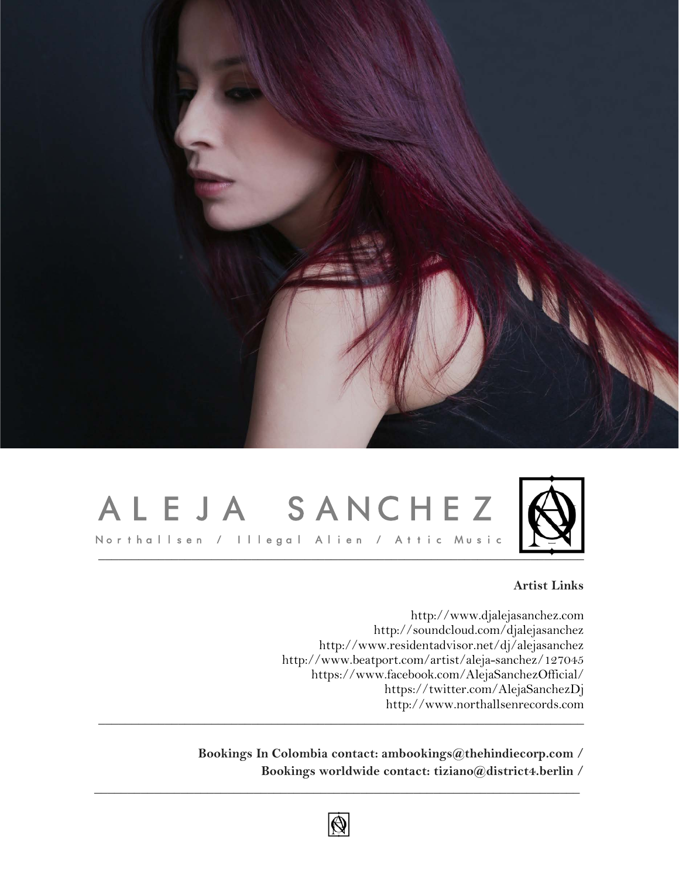# ALEJA SANCHEZ

Northallsen / Illegal Alien / Attic Music

---

**Artist Links**

http://www.djalejasanchez.com
http://soundcloud.com/djalejasanchez
http://www.residentadvisor.net/dj/alejasanchez
http://www.beatport.com/artist/aleja-sanchez/127045
https://www.facebook.com/AlejaSanchezOfficial/
https://twitter.com/AlejaSanchezDj
http://www.northallsenrecords.com

---

**Bookings In Colombia contact: ambookings@thehindiecorp.com /**
**Bookings worldwide contact: tiziano@district4.berlin /**

---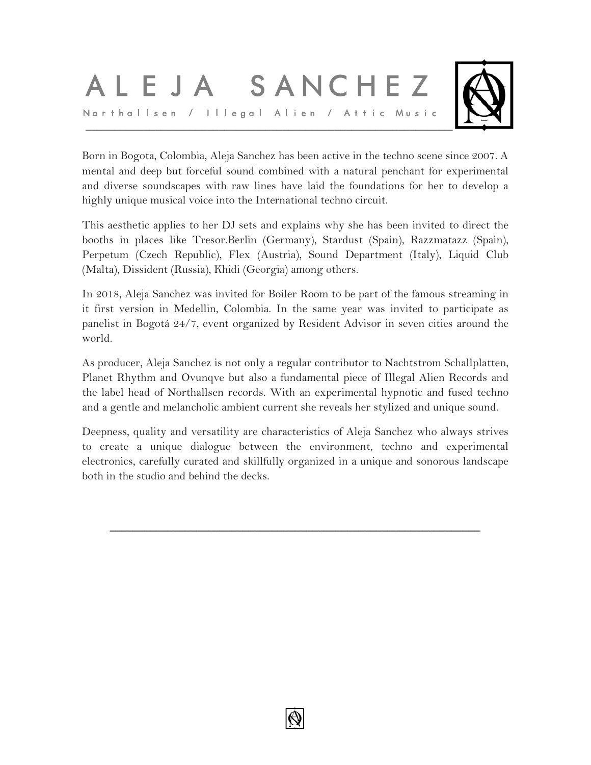# ALEJA SANCHEZ

Northallsen / Illegal Alien / Attic Music

Born in Bogota, Colombia, Aleja Sanchez has been active in the techno scene since 2007. A mental and deep but forceful sound combined with a natural penchant for experimental and diverse soundscapes with raw lines have laid the foundations for her to develop a highly unique musical voice into the International techno circuit.

This aesthetic applies to her DJ sets and explains why she has been invited to direct the booths in places like Tresor.Berlin (Germany), Stardust (Spain), Razzmatazz (Spain), Perpetum (Czech Republic), Flex (Austria), Sound Department (Italy), Liquid Club (Malta), Dissident (Russia), Khidi (Georgia) among others.

In 2018, Aleja Sanchez was invited for Boiler Room to be part of the famous streaming in it first version in Medellin, Colombia. In the same year was invited to participate as panelist in Bogotá 24/7, event organized by Resident Advisor in seven cities around the world.

As producer, Aleja Sanchez is not only a regular contributor to Nachtstrom Schallplatten, Planet Rhythm and Ovunqve but also a fundamental piece of Illegal Alien Records and the label head of Northallsen records. With an experimental hypnotic and fused techno and a gentle and melancholic ambient current she reveals her stylized and unique sound.

Deepness, quality and versatility are characteristics of Aleja Sanchez who always strives to create a unique dialogue between the environment, techno and experimental electronics, carefully curated and skillfully organized in a unique and sonorous landscape both in the studio and behind the decks.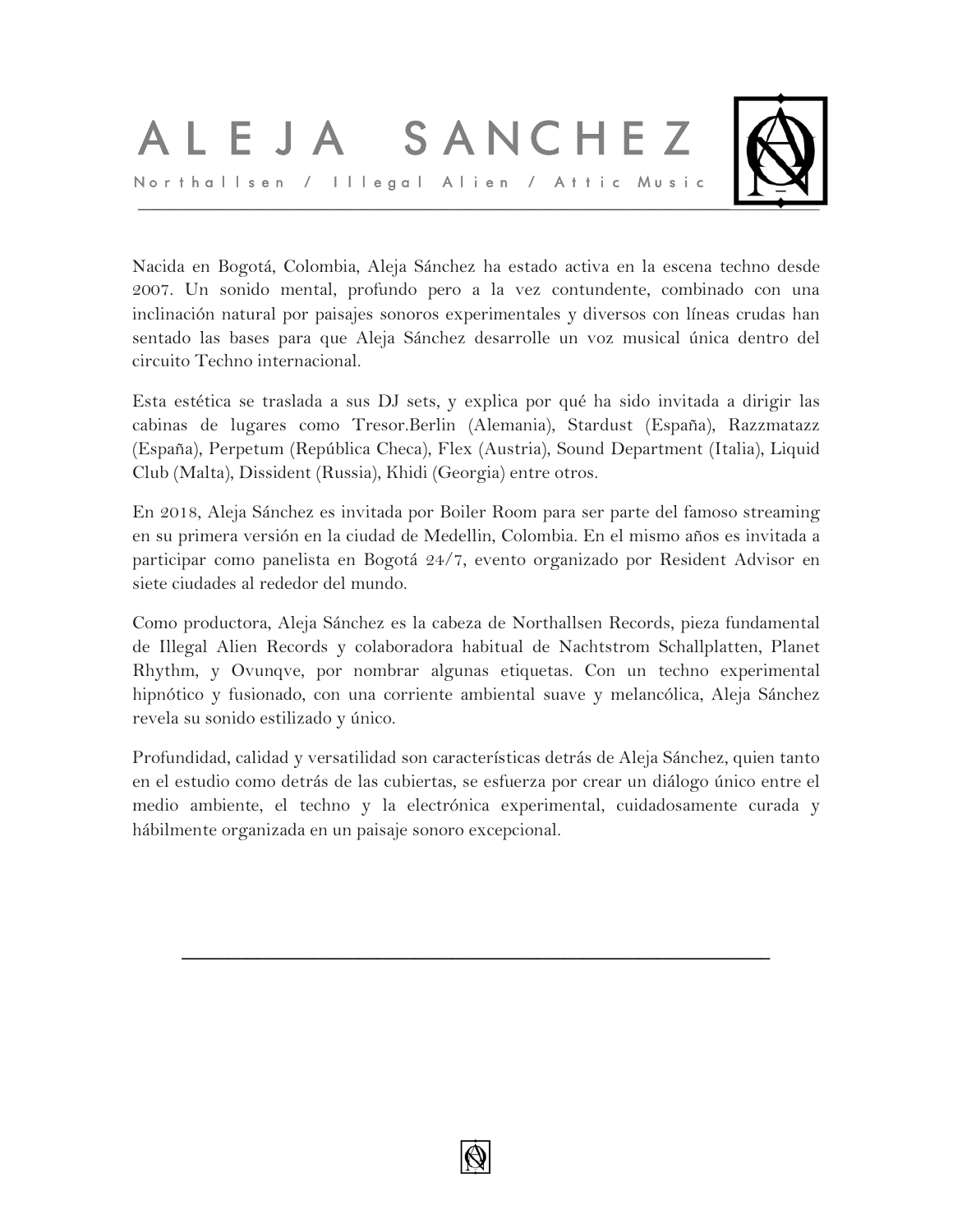# ALEJA SANCHEZ

Northallsen / Illegal Alien / Attic Music

Nacida en Bogotá, Colombia, Aleja Sánchez ha estado activa en la escena techno desde 2007. Un sonido mental, profundo pero a la vez contundente, combinado con una inclinación natural por paisajes sonoros experimentales y diversos con líneas crudas han sentado las bases para que Aleja Sánchez desarrolle un voz musical única dentro del circuito Techno internacional.

Esta estética se traslada a sus DJ sets, y explica por qué ha sido invitada a dirigir las cabinas de lugares como Tresor.Berlin (Alemania), Stardust (España), Razzmatazz (España), Perpetum (República Checa), Flex (Austria), Sound Department (Italia), Liquid Club (Malta), Dissident (Russia), Khidi (Georgia) entre otros.

En 2018, Aleja Sánchez es invitada por Boiler Room para ser parte del famoso streaming en su primera versión en la ciudad de Medellin, Colombia. En el mismo años es invitada a participar como panelista en Bogotá 24/7, evento organizado por Resident Advisor en siete ciudades al rededor del mundo.

Como productora, Aleja Sánchez es la cabeza de Northallsen Records, pieza fundamental de Illegal Alien Records y colaboradora habitual de Nachtstrom Schallplatten, Planet Rhythm, y Ovunqve, por nombrar algunas etiquetas. Con un techno experimental hipnótico y fusionado, con una corriente ambiental suave y melancólica, Aleja Sánchez revela su sonido estilizado y único.

Profundidad, calidad y versatilidad son características detrás de Aleja Sánchez, quien tanto en el estudio como detrás de las cubiertas, se esfuerza por crear un diálogo único entre el medio ambiente, el techno y la electrónica experimental, cuidadosamente curada y hábilmente organizada en un paisaje sonoro excepcional.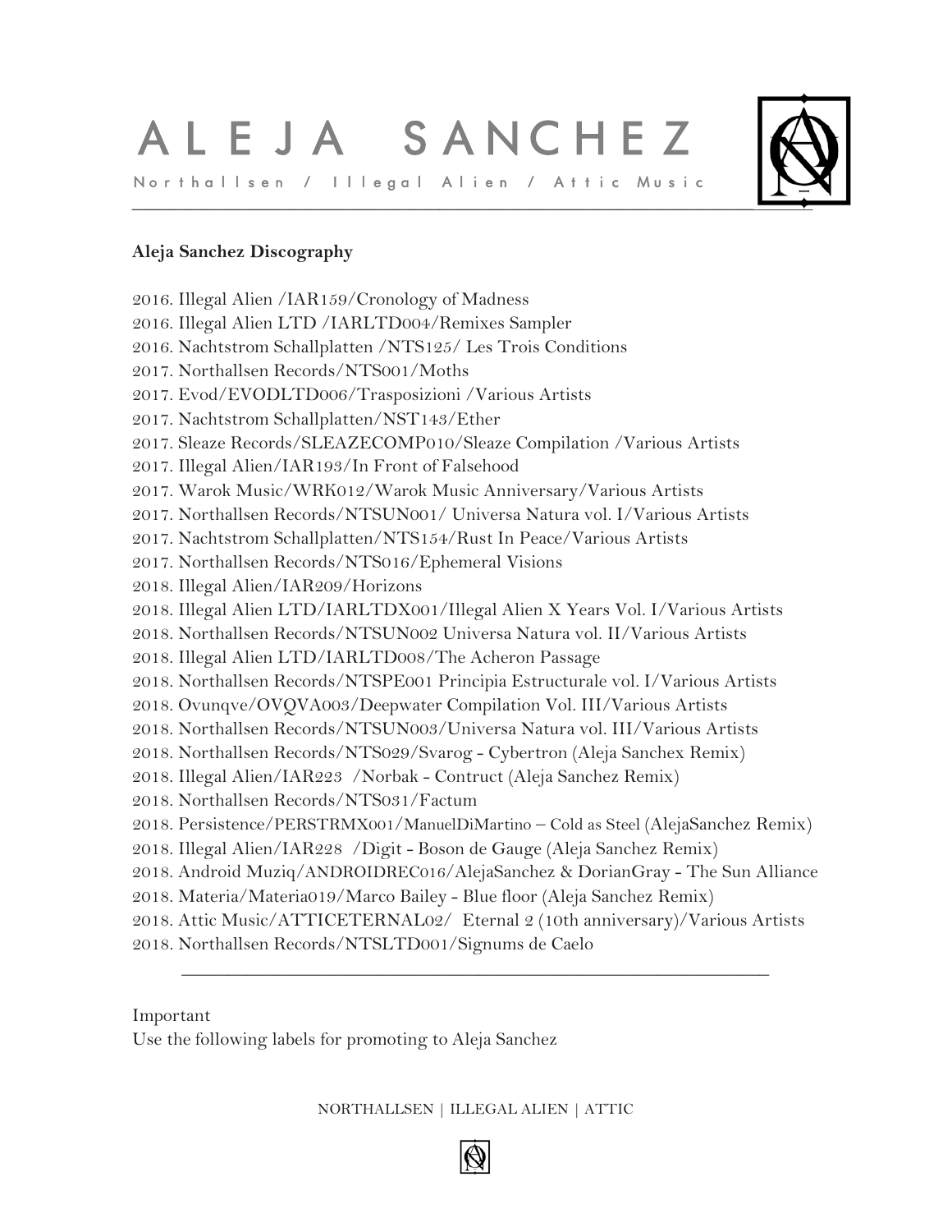# A L E J A   S A N C H E Z

N o r t h a l l s e n   /   I l l e g a l   A l i e n   /   A t t i c   M u s i c

**Aleja Sanchez Discography**

2016. Illegal Alien /IAR159/Cronology of Madness
2016. Illegal Alien LTD /IARLTD004/Remixes Sampler
2016. Nachtstrom Schallplatten /NTS125/ Les Trois Conditions
2017. Northallsen Records/NTS001/Moths
2017. Evod/EVODLTD006/Trasposizioni /Various Artists
2017. Nachtstrom Schallplatten/NST143/Ether
2017. Sleaze Records/SLEAZECOMP010/Sleaze Compilation /Various Artists
2017. Illegal Alien/IAR193/In Front of Falsehood
2017. Warok Music/WRK012/Warok Music Anniversary/Various Artists
2017. Northallsen Records/NTSUN001/ Universa Natura vol. I/Various Artists
2017. Nachtstrom Schallplatten/NTS154/Rust In Peace/Various Artists
2017. Northallsen Records/NTS016/Ephemeral Visions
2018. Illegal Alien/IAR209/Horizons
2018. Illegal Alien LTD/IARLTDX001/Illegal Alien X Years Vol. I/Various Artists
2018. Northallsen Records/NTSUN002 Universa Natura vol. II/Various Artists
2018. Illegal Alien LTD/IARLTD008/The Acheron Passage
2018. Northallsen Records/NTSPE001 Principia Estructurale vol. I/Various Artists
2018. Ovunqve/OVQVA003/Deepwater Compilation Vol. III/Various Artists
2018. Northallsen Records/NTSUN003/Universa Natura vol. III/Various Artists
2018. Northallsen Records/NTS029/Svarog - Cybertron (Aleja Sanchex Remix)
2018. Illegal Alien/IAR223 /Norbak - Contruct (Aleja Sanchez Remix)
2018. Northallsen Records/NTS031/Factum
2018. Persistence/PERSTRMX001/ManuelDiMartino – Cold as Steel (AlejaSanchez Remix)
2018. Illegal Alien/IAR228 /Digit - Boson de Gauge (Aleja Sanchez Remix)
2018. Android Muziq/ANDROIDREC016/AlejaSanchez & DorianGray - The Sun Alliance
2018. Materia/Materia019/Marco Bailey - Blue floor (Aleja Sanchez Remix)
2018. Attic Music/ATTICETERNAL02/ Eternal 2 (10th anniversary)/Various Artists
2018. Northallsen Records/NTSLTD001/Signums de Caelo

---

Important
Use the following labels for promoting to Aleja Sanchez

NORTHALLSEN | ILLEGAL ALIEN | ATTIC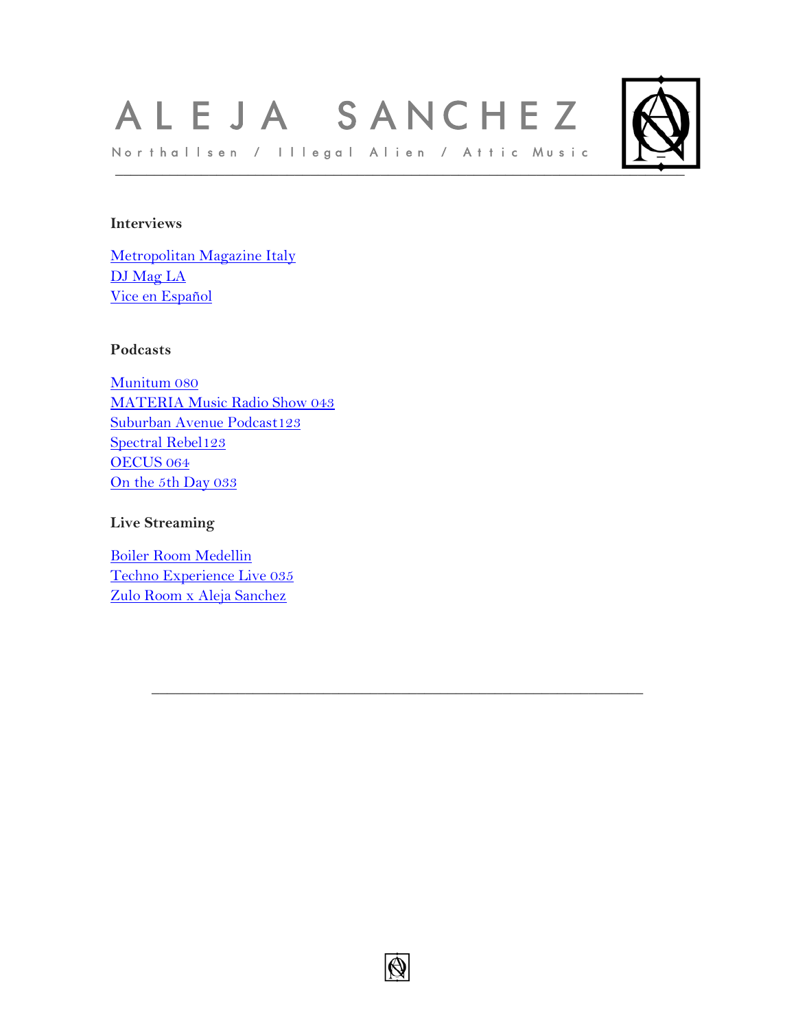# ALEJA SANCHEZ

Northallsen / Illegal Alien / Attic Music

---

### Interviews

[Metropolitan Magazine Italy]
[DJ Mag LA]
[Vice en Español]

### Podcasts

[Munitum 080]
[MATERIA Music Radio Show 043]
[Suburban Avenue Podcast123]
[Spectral Rebel123]
[OECUS 064]
[On the 5th Day 033]

### Live Streaming

[Boiler Room Medellin]
[Techno Experience Live 035]
[Zulo Room x Aleja Sanchez]

---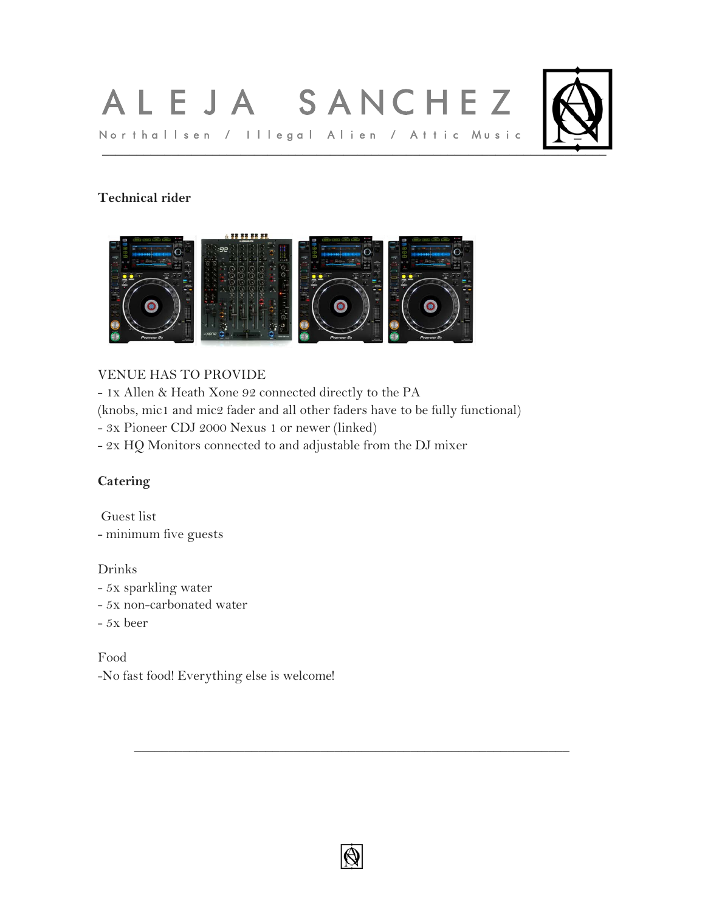# ALEJA SANCHEZ

Northallsen / Illegal Alien / Attic Music

**Technical rider**

VENUE HAS TO PROVIDE

- 1x Allen & Heath Xone 92 connected directly to the PA
(knobs, mic1 and mic2 fader and all other faders have to be fully functional)
- 3x Pioneer CDJ 2000 Nexus 1 or newer (linked)
- 2x HQ Monitors connected to and adjustable from the DJ mixer

**Catering**

Guest list

- minimum five guests

Drinks

- 5x sparkling water
- 5x non-carbonated water
- 5x beer

Food

-No fast food! Everything else is welcome!